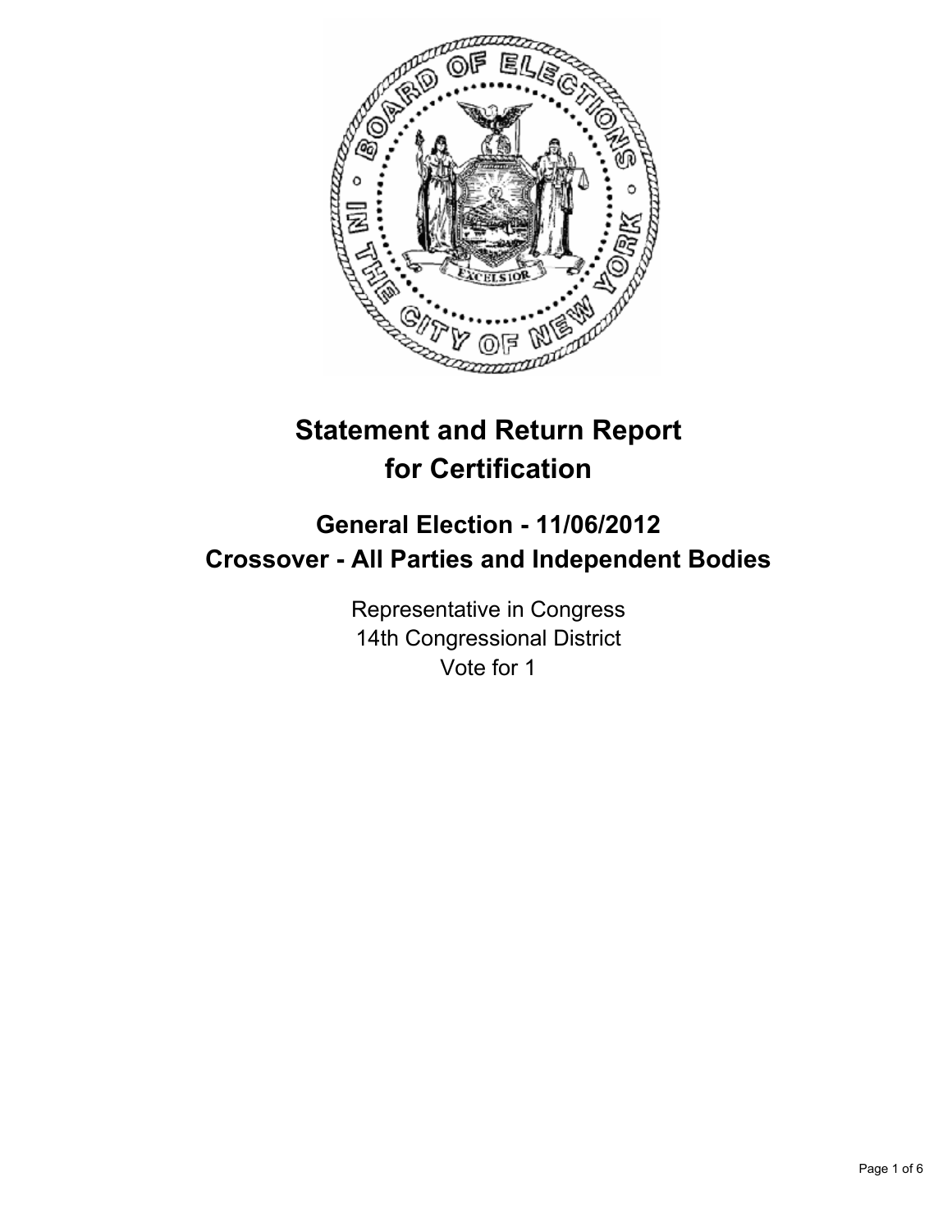# Statement and Return Report for Certification

## General Election - 11/06/2012
## Crossover - All Parties and Independent Bodies

Representative in Congress
14th Congressional District
Vote for 1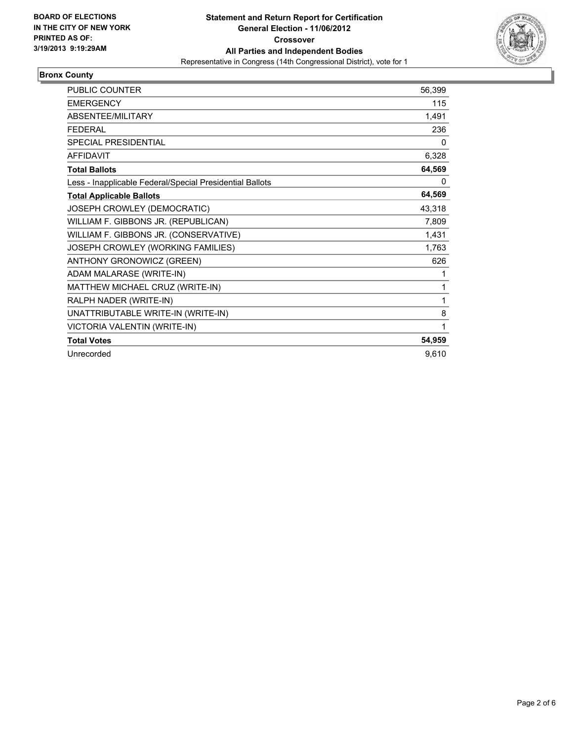**BOARD OF ELECTIONS IN THE CITY OF NEW YORK PRINTED AS OF: 3/19/2013 9:19:29AM**

# Statement and Return Report for Certification

**General Election - 11/06/2012**

**Crossover**

**All Parties and Independent Bodies**

Representative in Congress (14th Congressional District), vote for 1

## Bronx County

| | |
|---|---|
| PUBLIC COUNTER | 56,399 |
| EMERGENCY | 115 |
| ABSENTEE/MILITARY | 1,491 |
| FEDERAL | 236 |
| SPECIAL PRESIDENTIAL | 0 |
| AFFIDAVIT | 6,328 |
| **Total Ballots** | **64,569** |
| Less - Inapplicable Federal/Special Presidential Ballots | 0 |
| **Total Applicable Ballots** | **64,569** |
| JOSEPH CROWLEY (DEMOCRATIC) | 43,318 |
| WILLIAM F. GIBBONS JR. (REPUBLICAN) | 7,809 |
| WILLIAM F. GIBBONS JR. (CONSERVATIVE) | 1,431 |
| JOSEPH CROWLEY (WORKING FAMILIES) | 1,763 |
| ANTHONY GRONOWICZ (GREEN) | 626 |
| ADAM MALARASE (WRITE-IN) | 1 |
| MATTHEW MICHAEL CRUZ (WRITE-IN) | 1 |
| RALPH NADER (WRITE-IN) | 1 |
| UNATTRIBUTABLE WRITE-IN (WRITE-IN) | 8 |
| VICTORIA VALENTIN (WRITE-IN) | 1 |
| **Total Votes** | **54,959** |
| Unrecorded | 9,610 |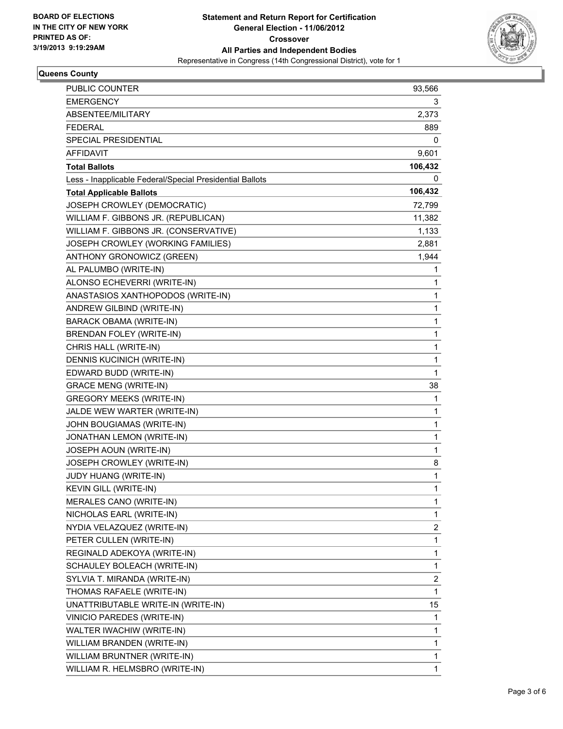**BOARD OF ELECTIONS IN THE CITY OF NEW YORK PRINTED AS OF: 3/19/2013 9:19:29AM**

# Statement and Return Report for Certification
## General Election - 11/06/2012
## Crossover
## All Parties and Independent Bodies
Representative in Congress (14th Congressional District), vote for 1

### Queens County

| | |
|---|---|
| PUBLIC COUNTER | 93,566 |
| EMERGENCY | 3 |
| ABSENTEE/MILITARY | 2,373 |
| FEDERAL | 889 |
| SPECIAL PRESIDENTIAL | 0 |
| AFFIDAVIT | 9,601 |
| **Total Ballots** | **106,432** |
| Less - Inapplicable Federal/Special Presidential Ballots | 0 |
| **Total Applicable Ballots** | **106,432** |
| JOSEPH CROWLEY (DEMOCRATIC) | 72,799 |
| WILLIAM F. GIBBONS JR. (REPUBLICAN) | 11,382 |
| WILLIAM F. GIBBONS JR. (CONSERVATIVE) | 1,133 |
| JOSEPH CROWLEY (WORKING FAMILIES) | 2,881 |
| ANTHONY GRONOWICZ (GREEN) | 1,944 |
| AL PALUMBO (WRITE-IN) | 1 |
| ALONSO ECHEVERRI (WRITE-IN) | 1 |
| ANASTASIOS XANTHOPODOS (WRITE-IN) | 1 |
| ANDREW GILBIND (WRITE-IN) | 1 |
| BARACK OBAMA (WRITE-IN) | 1 |
| BRENDAN FOLEY (WRITE-IN) | 1 |
| CHRIS HALL (WRITE-IN) | 1 |
| DENNIS KUCINICH (WRITE-IN) | 1 |
| EDWARD BUDD (WRITE-IN) | 1 |
| GRACE MENG (WRITE-IN) | 38 |
| GREGORY MEEKS (WRITE-IN) | 1 |
| JALDE WEW WARTER (WRITE-IN) | 1 |
| JOHN BOUGIAMAS (WRITE-IN) | 1 |
| JONATHAN LEMON (WRITE-IN) | 1 |
| JOSEPH AOUN (WRITE-IN) | 1 |
| JOSEPH CROWLEY (WRITE-IN) | 8 |
| JUDY HUANG (WRITE-IN) | 1 |
| KEVIN GILL (WRITE-IN) | 1 |
| MERALES CANO (WRITE-IN) | 1 |
| NICHOLAS EARL (WRITE-IN) | 1 |
| NYDIA VELAZQUEZ (WRITE-IN) | 2 |
| PETER CULLEN (WRITE-IN) | 1 |
| REGINALD ADEKOYA (WRITE-IN) | 1 |
| SCHAULEY BOLEACH (WRITE-IN) | 1 |
| SYLVIA T. MIRANDA (WRITE-IN) | 2 |
| THOMAS RAFAELE (WRITE-IN) | 1 |
| UNATTRIBUTABLE WRITE-IN (WRITE-IN) | 15 |
| VINICIO PAREDES (WRITE-IN) | 1 |
| WALTER IWACHIW (WRITE-IN) | 1 |
| WILLIAM BRANDEN (WRITE-IN) | 1 |
| WILLIAM BRUNTNER (WRITE-IN) | 1 |
| WILLIAM R. HELMSBRO (WRITE-IN) | 1 |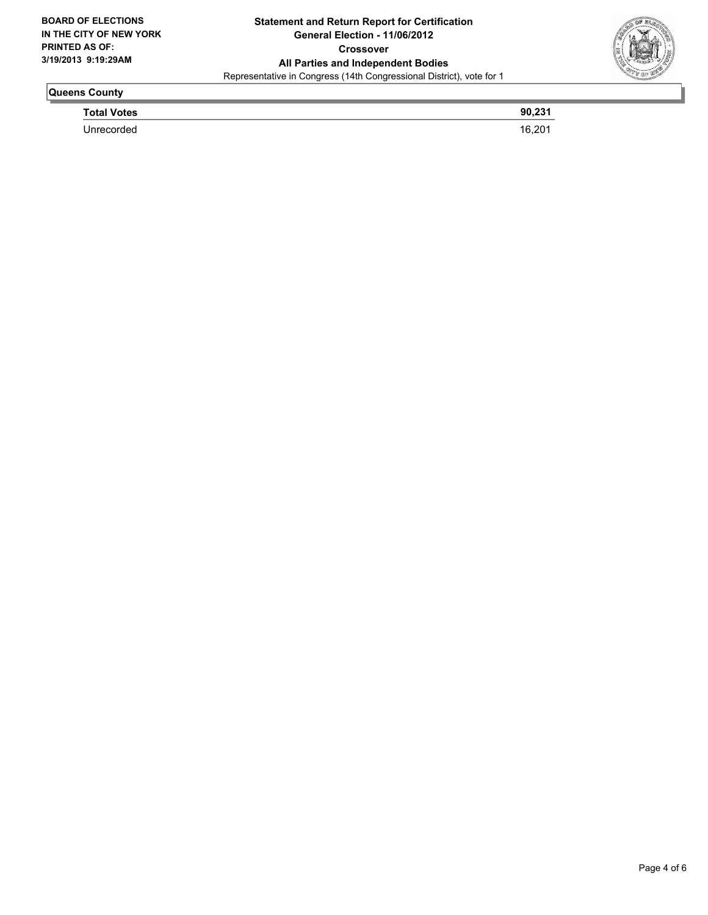## Queens County

| | |
|---|---|
| **Total Votes** | **90,231** |
| Unrecorded | 16,201 |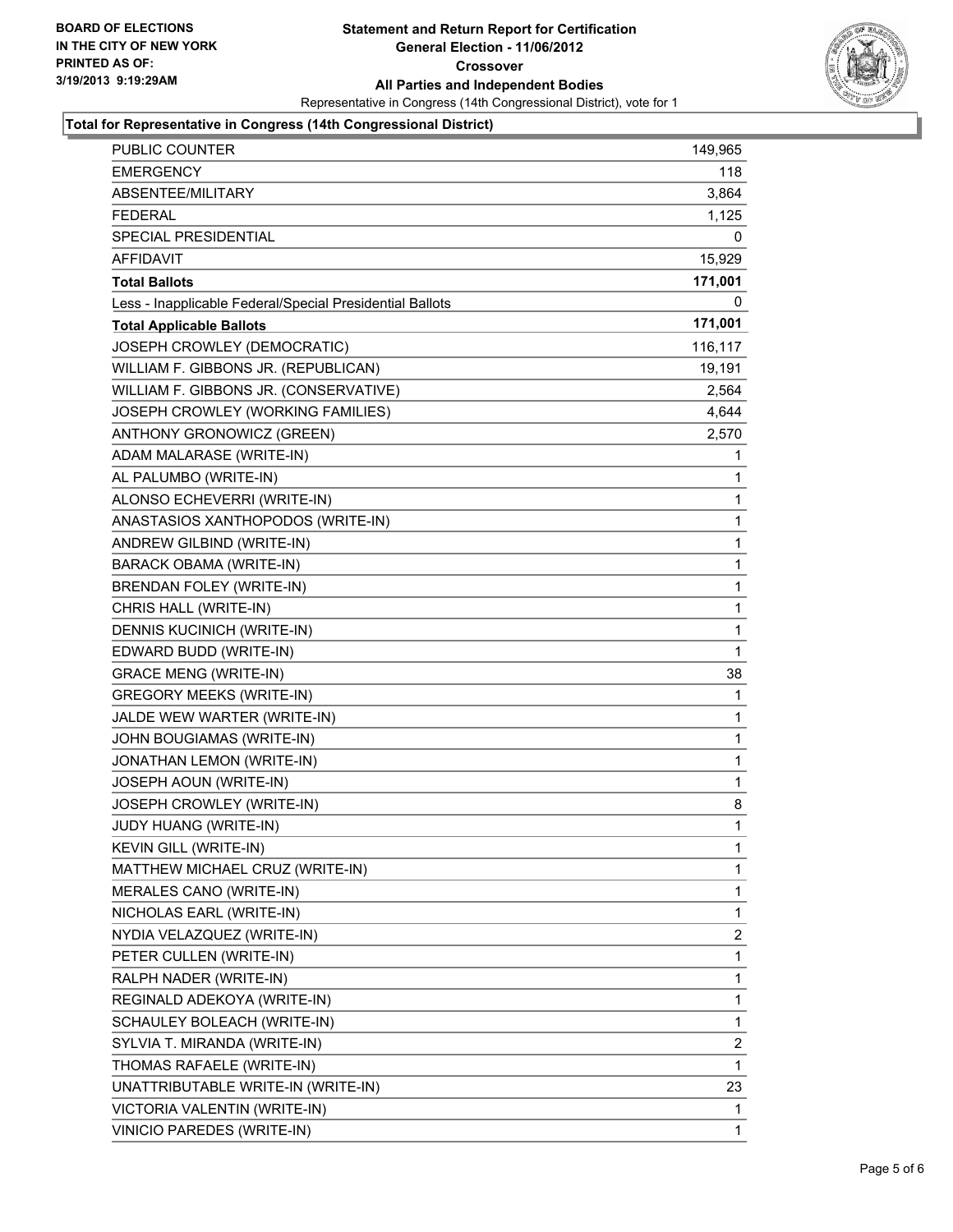**BOARD OF ELECTIONS IN THE CITY OF NEW YORK PRINTED AS OF: 3/19/2013 9:19:29AM**

# Statement and Return Report for Certification
## General Election - 11/06/2012
## Crossover
## All Parties and Independent Bodies

Representative in Congress (14th Congressional District), vote for 1

### Total for Representative in Congress (14th Congressional District)

| | |
|---|---|
| PUBLIC COUNTER | 149,965 |
| EMERGENCY | 118 |
| ABSENTEE/MILITARY | 3,864 |
| FEDERAL | 1,125 |
| SPECIAL PRESIDENTIAL | 0 |
| AFFIDAVIT | 15,929 |
| **Total Ballots** | **171,001** |
| Less - Inapplicable Federal/Special Presidential Ballots | 0 |
| **Total Applicable Ballots** | **171,001** |
| JOSEPH CROWLEY (DEMOCRATIC) | 116,117 |
| WILLIAM F. GIBBONS JR. (REPUBLICAN) | 19,191 |
| WILLIAM F. GIBBONS JR. (CONSERVATIVE) | 2,564 |
| JOSEPH CROWLEY (WORKING FAMILIES) | 4,644 |
| ANTHONY GRONOWICZ (GREEN) | 2,570 |
| ADAM MALARASE (WRITE-IN) | 1 |
| AL PALUMBO (WRITE-IN) | 1 |
| ALONSO ECHEVERRI (WRITE-IN) | 1 |
| ANASTASIOS XANTHOPODOS (WRITE-IN) | 1 |
| ANDREW GILBIND (WRITE-IN) | 1 |
| BARACK OBAMA (WRITE-IN) | 1 |
| BRENDAN FOLEY (WRITE-IN) | 1 |
| CHRIS HALL (WRITE-IN) | 1 |
| DENNIS KUCINICH (WRITE-IN) | 1 |
| EDWARD BUDD (WRITE-IN) | 1 |
| GRACE MENG (WRITE-IN) | 38 |
| GREGORY MEEKS (WRITE-IN) | 1 |
| JALDE WEW WARTER (WRITE-IN) | 1 |
| JOHN BOUGIAMAS (WRITE-IN) | 1 |
| JONATHAN LEMON (WRITE-IN) | 1 |
| JOSEPH AOUN (WRITE-IN) | 1 |
| JOSEPH CROWLEY (WRITE-IN) | 8 |
| JUDY HUANG (WRITE-IN) | 1 |
| KEVIN GILL (WRITE-IN) | 1 |
| MATTHEW MICHAEL CRUZ (WRITE-IN) | 1 |
| MERALES CANO (WRITE-IN) | 1 |
| NICHOLAS EARL (WRITE-IN) | 1 |
| NYDIA VELAZQUEZ (WRITE-IN) | 2 |
| PETER CULLEN (WRITE-IN) | 1 |
| RALPH NADER (WRITE-IN) | 1 |
| REGINALD ADEKOYA (WRITE-IN) | 1 |
| SCHAULEY BOLEACH (WRITE-IN) | 1 |
| SYLVIA T. MIRANDA (WRITE-IN) | 2 |
| THOMAS RAFAELE (WRITE-IN) | 1 |
| UNATTRIBUTABLE WRITE-IN (WRITE-IN) | 23 |
| VICTORIA VALENTIN (WRITE-IN) | 1 |
| VINICIO PAREDES (WRITE-IN) | 1 |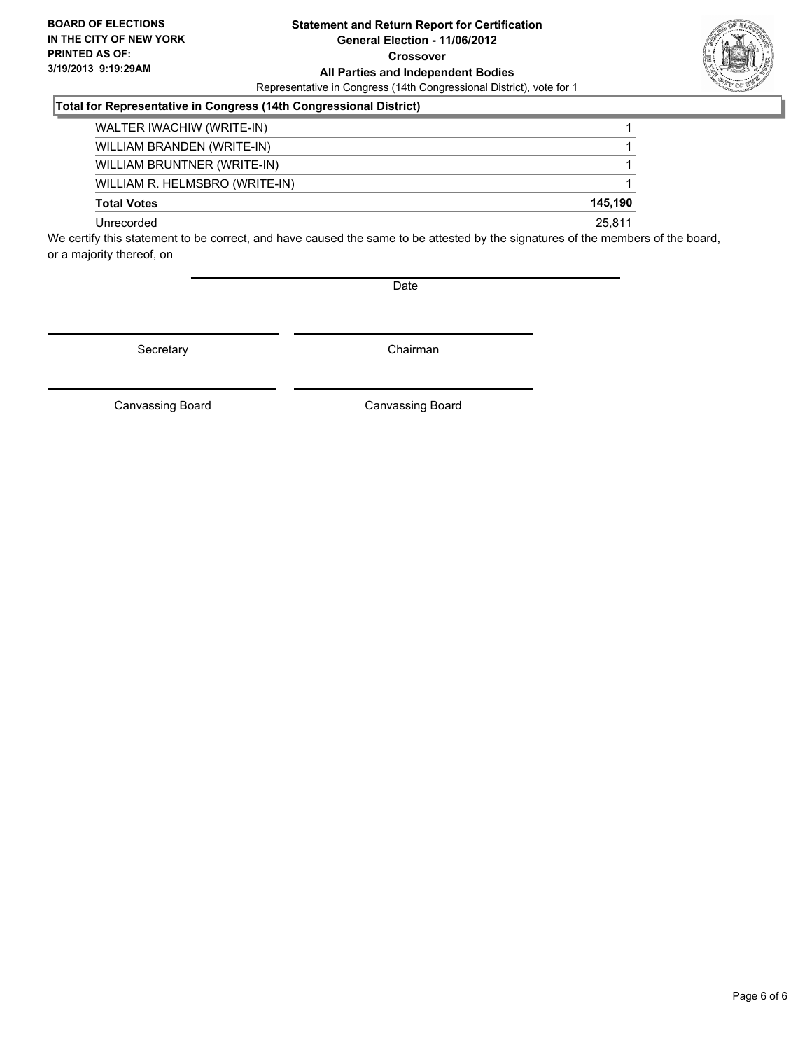**BOARD OF ELECTIONS IN THE CITY OF NEW YORK**
**PRINTED AS OF: 3/19/2013 9:19:29AM**

**Statement and Return Report for Certification**
**General Election - 11/06/2012**
**Crossover**
**All Parties and Independent Bodies**
Representative in Congress (14th Congressional District), vote for 1

### Total for Representative in Congress (14th Congressional District)

| | |
|---|---|
| WALTER IWACHIW (WRITE-IN) | 1 |
| WILLIAM BRANDEN (WRITE-IN) | 1 |
| WILLIAM BRUNTNER (WRITE-IN) | 1 |
| WILLIAM R. HELMSBRO (WRITE-IN) | 1 |
| **Total Votes** | **145,190** |
| Unrecorded | 25,811 |

We certify this statement to be correct, and have caused the same to be attested by the signatures of the members of the board, or a majority thereof, on

Date

Secretary

Chairman

Canvassing Board

Canvassing Board